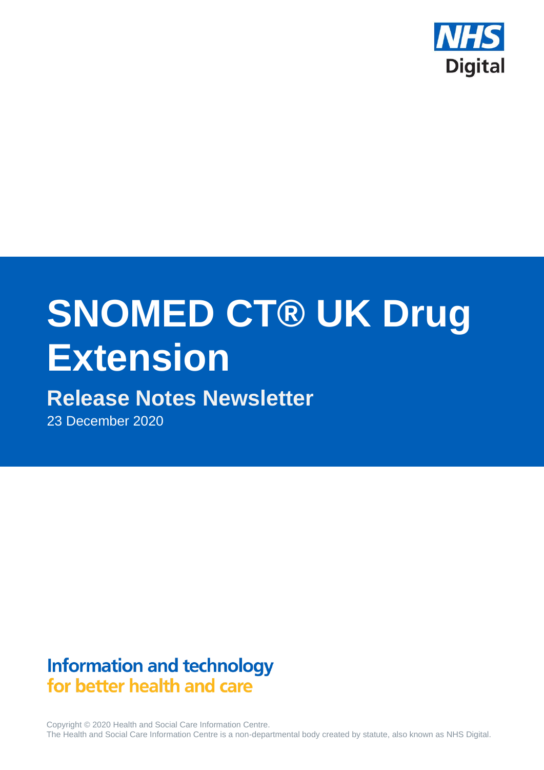NHS Digital

# SNOMED CT® UK Drug Extension

## Release Notes Newsletter

23 December 2020

**Information and technology**
**for better health and care**

Copyright © 2020 Health and Social Care Information Centre.
The Health and Social Care Information Centre is a non-departmental body created by statute, also known as NHS Digital.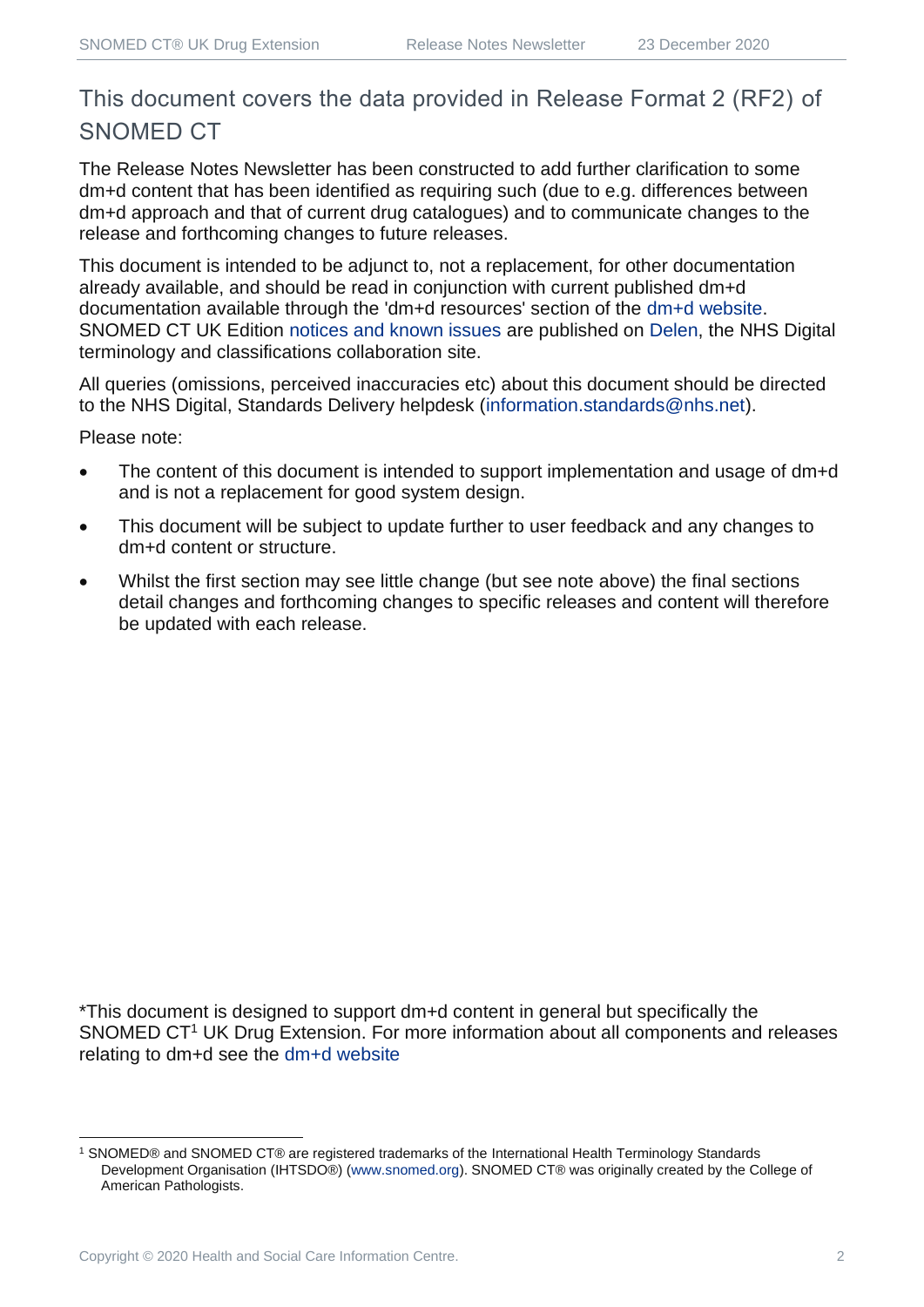## This document covers the data provided in Release Format 2 (RF2) of SNOMED CT

The Release Notes Newsletter has been constructed to add further clarification to some dm+d content that has been identified as requiring such (due to e.g. differences between dm+d approach and that of current drug catalogues) and to communicate changes to the release and forthcoming changes to future releases.

This document is intended to be adjunct to, not a replacement, for other documentation already available, and should be read in conjunction with current published dm+d documentation available through the 'dm+d resources' section of the dm+d website. SNOMED CT UK Edition notices and known issues are published on Delen, the NHS Digital terminology and classifications collaboration site.

All queries (omissions, perceived inaccuracies etc) about this document should be directed to the NHS Digital, Standards Delivery helpdesk (information.standards@nhs.net).

Please note:

- The content of this document is intended to support implementation and usage of dm+d and is not a replacement for good system design.
- This document will be subject to update further to user feedback and any changes to dm+d content or structure.
- Whilst the first section may see little change (but see note above) the final sections detail changes and forthcoming changes to specific releases and content will therefore be updated with each release.

*This document is designed to support dm+d content in general but specifically the SNOMED CT[1] UK Drug Extension. For more information about all components and releases relating to dm+d see the dm+d website

[1] SNOMED® and SNOMED CT® are registered trademarks of the International Health Terminology Standards Development Organisation (IHTSDO®) (www.snomed.org). SNOMED CT® was originally created by the College of American Pathologists.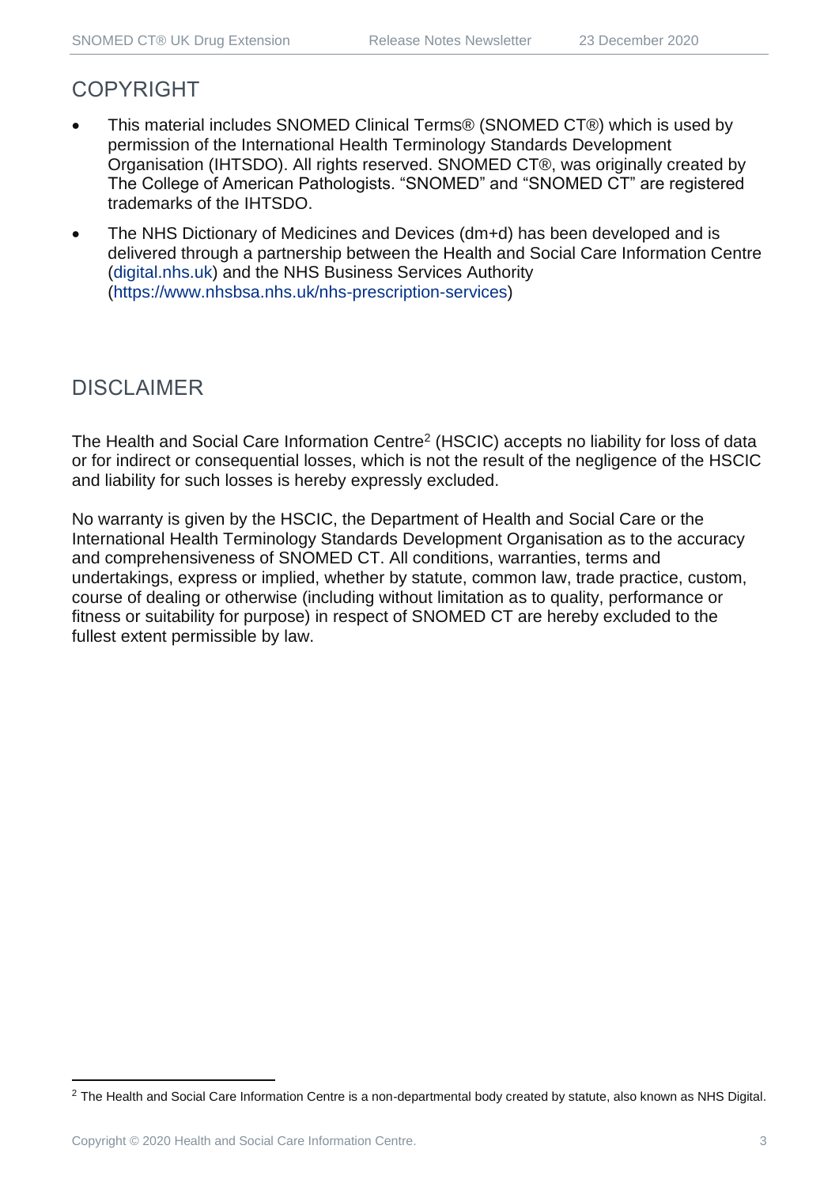## COPYRIGHT

- This material includes SNOMED Clinical Terms® (SNOMED CT®) which is used by permission of the International Health Terminology Standards Development Organisation (IHTSDO). All rights reserved. SNOMED CT®, was originally created by The College of American Pathologists. "SNOMED" and "SNOMED CT" are registered trademarks of the IHTSDO.
- The NHS Dictionary of Medicines and Devices (dm+d) has been developed and is delivered through a partnership between the Health and Social Care Information Centre (digital.nhs.uk) and the NHS Business Services Authority (https://www.nhsbsa.nhs.uk/nhs-prescription-services)

## DISCLAIMER

The Health and Social Care Information Centre[2] (HSCIC) accepts no liability for loss of data or for indirect or consequential losses, which is not the result of the negligence of the HSCIC and liability for such losses is hereby expressly excluded.

No warranty is given by the HSCIC, the Department of Health and Social Care or the International Health Terminology Standards Development Organisation as to the accuracy and comprehensiveness of SNOMED CT. All conditions, warranties, terms and undertakings, express or implied, whether by statute, common law, trade practice, custom, course of dealing or otherwise (including without limitation as to quality, performance or fitness or suitability for purpose) in respect of SNOMED CT are hereby excluded to the fullest extent permissible by law.

[2] The Health and Social Care Information Centre is a non-departmental body created by statute, also known as NHS Digital.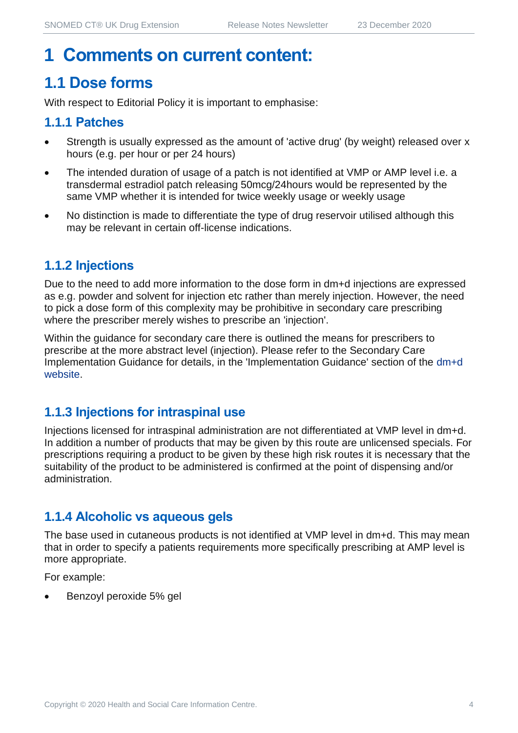# 1 Comments on current content:

## 1.1 Dose forms

With respect to Editorial Policy it is important to emphasise:

### 1.1.1 Patches

- Strength is usually expressed as the amount of 'active drug' (by weight) released over x hours (e.g. per hour or per 24 hours)
- The intended duration of usage of a patch is not identified at VMP or AMP level i.e. a transdermal estradiol patch releasing 50mcg/24hours would be represented by the same VMP whether it is intended for twice weekly usage or weekly usage
- No distinction is made to differentiate the type of drug reservoir utilised although this may be relevant in certain off-license indications.

### 1.1.2 Injections

Due to the need to add more information to the dose form in dm+d injections are expressed as e.g. powder and solvent for injection etc rather than merely injection. However, the need to pick a dose form of this complexity may be prohibitive in secondary care prescribing where the prescriber merely wishes to prescribe an 'injection'.

Within the guidance for secondary care there is outlined the means for prescribers to prescribe at the more abstract level (injection). Please refer to the Secondary Care Implementation Guidance for details, in the 'Implementation Guidance' section of the dm+d website.

### 1.1.3 Injections for intraspinal use

Injections licensed for intraspinal administration are not differentiated at VMP level in dm+d. In addition a number of products that may be given by this route are unlicensed specials. For prescriptions requiring a product to be given by these high risk routes it is necessary that the suitability of the product to be administered is confirmed at the point of dispensing and/or administration.

### 1.1.4 Alcoholic vs aqueous gels

The base used in cutaneous products is not identified at VMP level in dm+d. This may mean that in order to specify a patients requirements more specifically prescribing at AMP level is more appropriate.

For example:

- Benzoyl peroxide 5% gel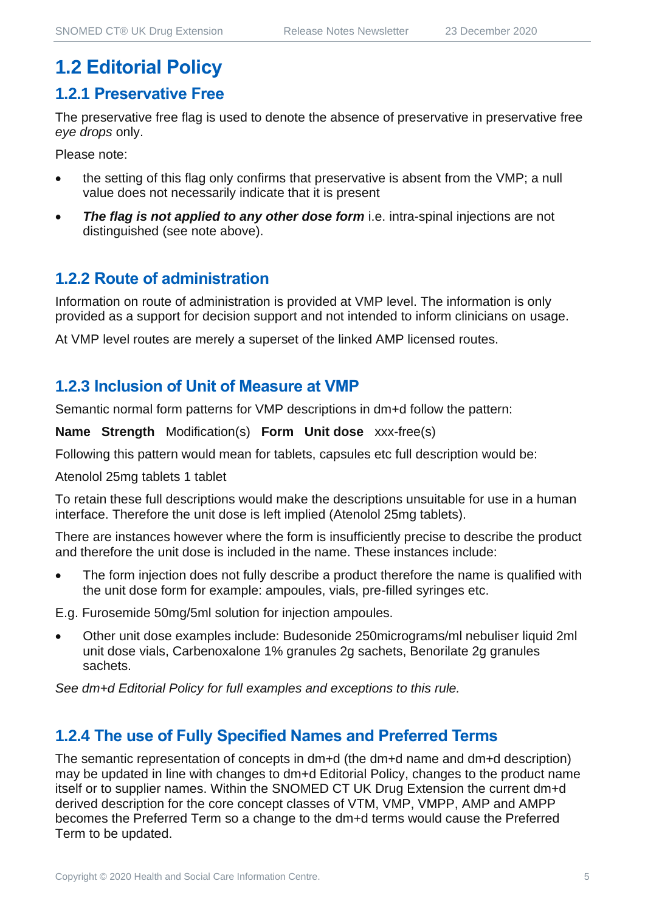## 1.2 Editorial Policy

### 1.2.1 Preservative Free

The preservative free flag is used to denote the absence of preservative in preservative free *eye drops* only.

Please note:

- the setting of this flag only confirms that preservative is absent from the VMP; a null value does not necessarily indicate that it is present
- ***The flag is not applied to any other dose form*** i.e. intra-spinal injections are not distinguished (see note above).

### 1.2.2 Route of administration

Information on route of administration is provided at VMP level. The information is only provided as a support for decision support and not intended to inform clinicians on usage.

At VMP level routes are merely a superset of the linked AMP licensed routes.

### 1.2.3 Inclusion of Unit of Measure at VMP

Semantic normal form patterns for VMP descriptions in dm+d follow the pattern:

**Name Strength** Modification(s) **Form Unit dose** xxx-free(s)

Following this pattern would mean for tablets, capsules etc full description would be:

Atenolol 25mg tablets 1 tablet

To retain these full descriptions would make the descriptions unsuitable for use in a human interface. Therefore the unit dose is left implied (Atenolol 25mg tablets).

There are instances however where the form is insufficiently precise to describe the product and therefore the unit dose is included in the name. These instances include:

- The form injection does not fully describe a product therefore the name is qualified with the unit dose form for example: ampoules, vials, pre-filled syringes etc.

E.g. Furosemide 50mg/5ml solution for injection ampoules.

- Other unit dose examples include: Budesonide 250micrograms/ml nebuliser liquid 2ml unit dose vials, Carbenoxalone 1% granules 2g sachets, Benorilate 2g granules sachets.

*See dm+d Editorial Policy for full examples and exceptions to this rule.*

### 1.2.4 The use of Fully Specified Names and Preferred Terms

The semantic representation of concepts in dm+d (the dm+d name and dm+d description) may be updated in line with changes to dm+d Editorial Policy, changes to the product name itself or to supplier names. Within the SNOMED CT UK Drug Extension the current dm+d derived description for the core concept classes of VTM, VMP, VMPP, AMP and AMPP becomes the Preferred Term so a change to the dm+d terms would cause the Preferred Term to be updated.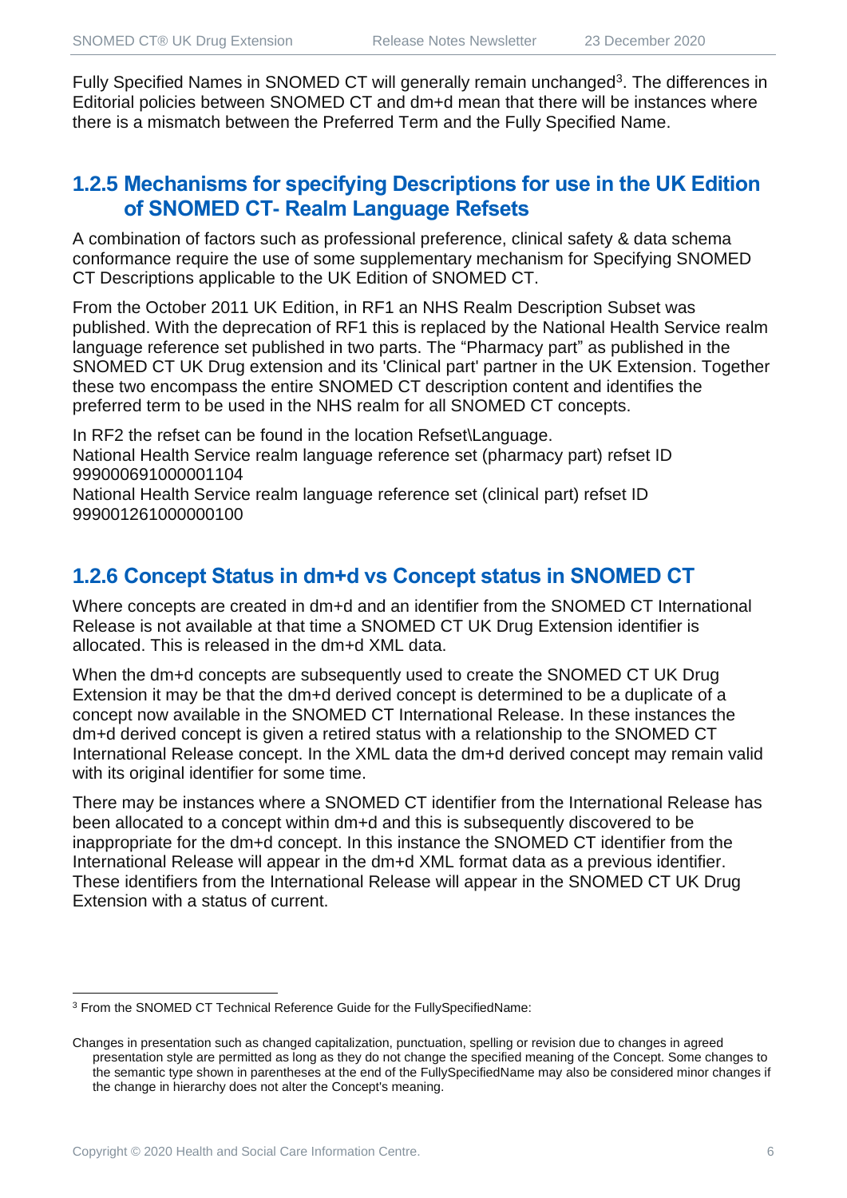Fully Specified Names in SNOMED CT will generally remain unchanged[3]. The differences in Editorial policies between SNOMED CT and dm+d mean that there will be instances where there is a mismatch between the Preferred Term and the Fully Specified Name.

### 1.2.5 Mechanisms for specifying Descriptions for use in the UK Edition of SNOMED CT- Realm Language Refsets

A combination of factors such as professional preference, clinical safety & data schema conformance require the use of some supplementary mechanism for Specifying SNOMED CT Descriptions applicable to the UK Edition of SNOMED CT.

From the October 2011 UK Edition, in RF1 an NHS Realm Description Subset was published. With the deprecation of RF1 this is replaced by the National Health Service realm language reference set published in two parts. The "Pharmacy part" as published in the SNOMED CT UK Drug extension and its 'Clinical part' partner in the UK Extension. Together these two encompass the entire SNOMED CT description content and identifies the preferred term to be used in the NHS realm for all SNOMED CT concepts.

In RF2 the refset can be found in the location Refset\Language.
National Health Service realm language reference set (pharmacy part) refset ID 999000691000001104
National Health Service realm language reference set (clinical part) refset ID 999001261000000100

### 1.2.6 Concept Status in dm+d vs Concept status in SNOMED CT

Where concepts are created in dm+d and an identifier from the SNOMED CT International Release is not available at that time a SNOMED CT UK Drug Extension identifier is allocated. This is released in the dm+d XML data.

When the dm+d concepts are subsequently used to create the SNOMED CT UK Drug Extension it may be that the dm+d derived concept is determined to be a duplicate of a concept now available in the SNOMED CT International Release. In these instances the dm+d derived concept is given a retired status with a relationship to the SNOMED CT International Release concept. In the XML data the dm+d derived concept may remain valid with its original identifier for some time.

There may be instances where a SNOMED CT identifier from the International Release has been allocated to a concept within dm+d and this is subsequently discovered to be inappropriate for the dm+d concept. In this instance the SNOMED CT identifier from the International Release will appear in the dm+d XML format data as a previous identifier. These identifiers from the International Release will appear in the SNOMED CT UK Drug Extension with a status of current.

---

[3] From the SNOMED CT Technical Reference Guide for the FullySpecifiedName:

Changes in presentation such as changed capitalization, punctuation, spelling or revision due to changes in agreed presentation style are permitted as long as they do not change the specified meaning of the Concept. Some changes to the semantic type shown in parentheses at the end of the FullySpecifiedName may also be considered minor changes if the change in hierarchy does not alter the Concept's meaning.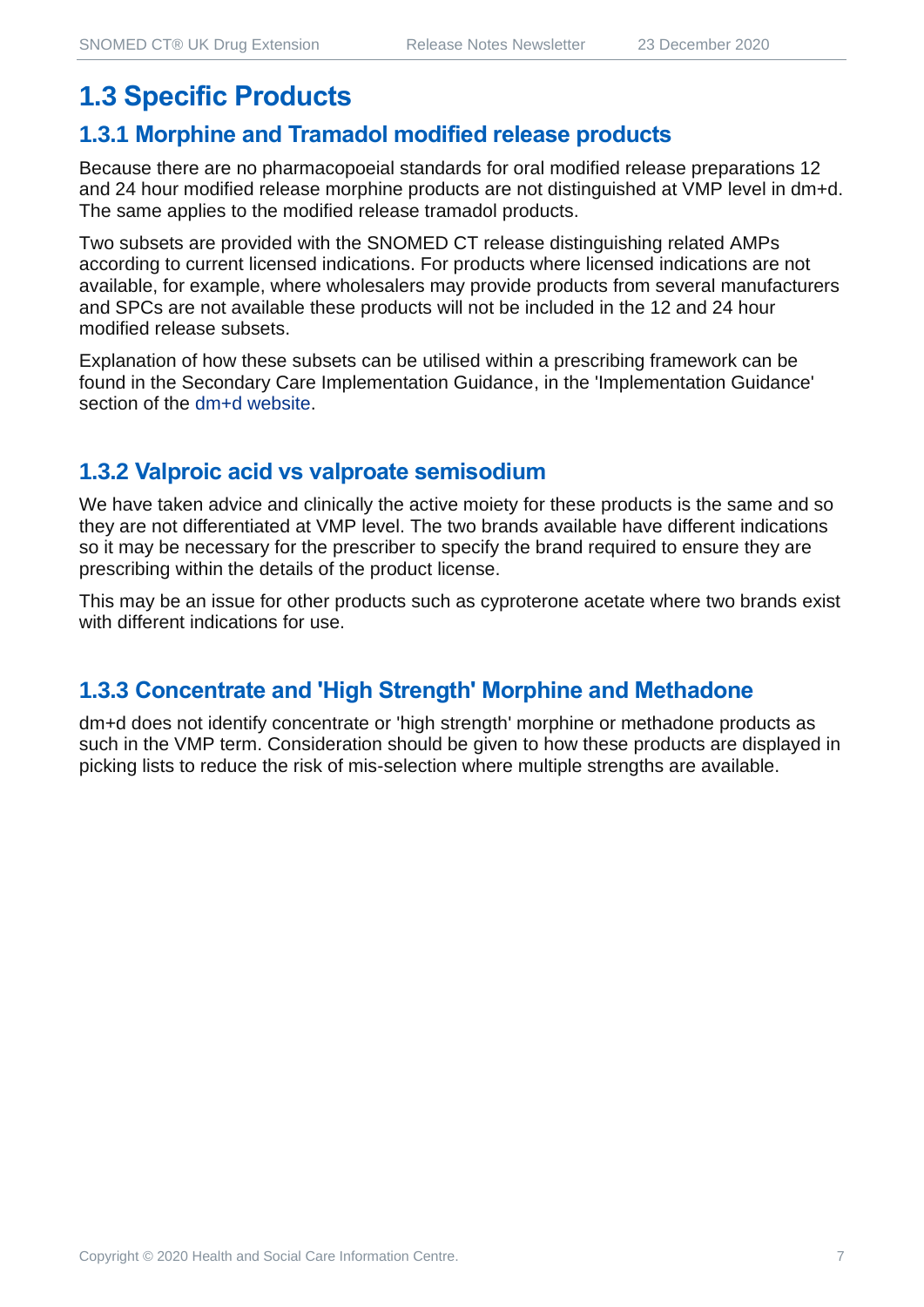## 1.3 Specific Products

### 1.3.1 Morphine and Tramadol modified release products

Because there are no pharmacopoeial standards for oral modified release preparations 12 and 24 hour modified release morphine products are not distinguished at VMP level in dm+d. The same applies to the modified release tramadol products.

Two subsets are provided with the SNOMED CT release distinguishing related AMPs according to current licensed indications. For products where licensed indications are not available, for example, where wholesalers may provide products from several manufacturers and SPCs are not available these products will not be included in the 12 and 24 hour modified release subsets.

Explanation of how these subsets can be utilised within a prescribing framework can be found in the Secondary Care Implementation Guidance, in the 'Implementation Guidance' section of the dm+d website.

### 1.3.2 Valproic acid vs valproate semisodium

We have taken advice and clinically the active moiety for these products is the same and so they are not differentiated at VMP level. The two brands available have different indications so it may be necessary for the prescriber to specify the brand required to ensure they are prescribing within the details of the product license.

This may be an issue for other products such as cyproterone acetate where two brands exist with different indications for use.

### 1.3.3 Concentrate and 'High Strength' Morphine and Methadone

dm+d does not identify concentrate or 'high strength' morphine or methadone products as such in the VMP term. Consideration should be given to how these products are displayed in picking lists to reduce the risk of mis-selection where multiple strengths are available.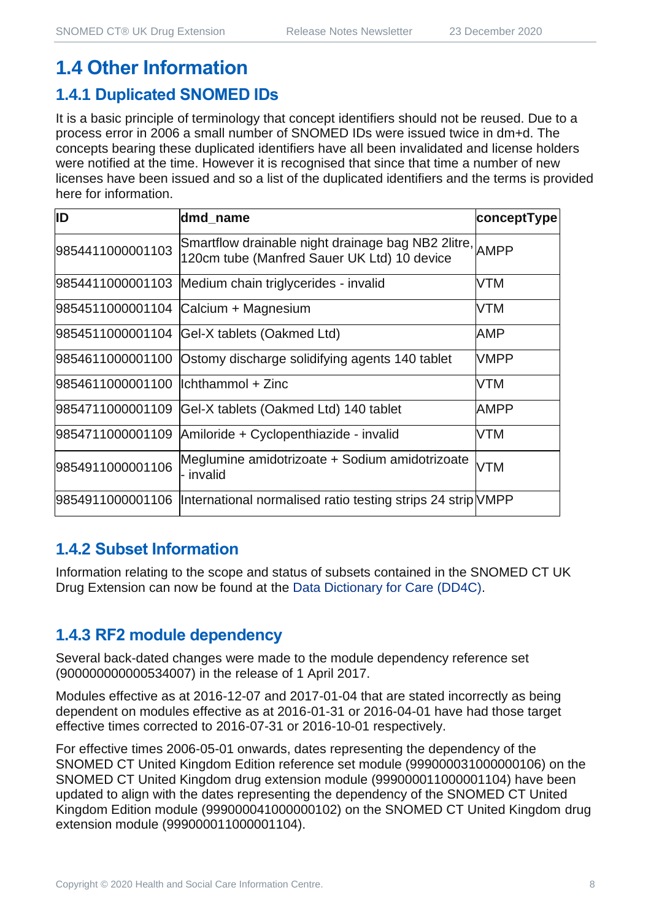# 1.4 Other Information

## 1.4.1 Duplicated SNOMED IDs

It is a basic principle of terminology that concept identifiers should not be reused. Due to a process error in 2006 a small number of SNOMED IDs were issued twice in dm+d. The concepts bearing these duplicated identifiers have all been invalidated and license holders were notified at the time. However it is recognised that since that time a number of new licenses have been issued and so a list of the duplicated identifiers and the terms is provided here for information.

| ID | dmd_name | conceptType |
|---|---|---|
| 9854411000001103 | Smartflow drainable night drainage bag NB2 2litre, 120cm tube (Manfred Sauer UK Ltd) 10 device | AMPP |
| 9854411000001103 | Medium chain triglycerides - invalid | VTM |
| 9854511000001104 | Calcium + Magnesium | VTM |
| 9854511000001104 | Gel-X tablets (Oakmed Ltd) | AMP |
| 9854611000001100 | Ostomy discharge solidifying agents 140 tablet | VMPP |
| 9854611000001100 | Ichthammol + Zinc | VTM |
| 9854711000001109 | Gel-X tablets (Oakmed Ltd) 140 tablet | AMPP |
| 9854711000001109 | Amiloride + Cyclopenthiazide - invalid | VTM |
| 9854911000001106 | Meglumine amidotrizoate + Sodium amidotrizoate - invalid | VTM |
| 9854911000001106 | International normalised ratio testing strips 24 strip | VMPP |

## 1.4.2 Subset Information

Information relating to the scope and status of subsets contained in the SNOMED CT UK Drug Extension can now be found at the Data Dictionary for Care (DD4C).

## 1.4.3 RF2 module dependency

Several back-dated changes were made to the module dependency reference set (900000000000534007) in the release of 1 April 2017.

Modules effective as at 2016-12-07 and 2017-01-04 that are stated incorrectly as being dependent on modules effective as at 2016-01-31 or 2016-04-01 have had those target effective times corrected to 2016-07-31 or 2016-10-01 respectively.

For effective times 2006-05-01 onwards, dates representing the dependency of the SNOMED CT United Kingdom Edition reference set module (999000031000000106) on the SNOMED CT United Kingdom drug extension module (999000011000001104) have been updated to align with the dates representing the dependency of the SNOMED CT United Kingdom Edition module (999000041000000102) on the SNOMED CT United Kingdom drug extension module (999000011000001104).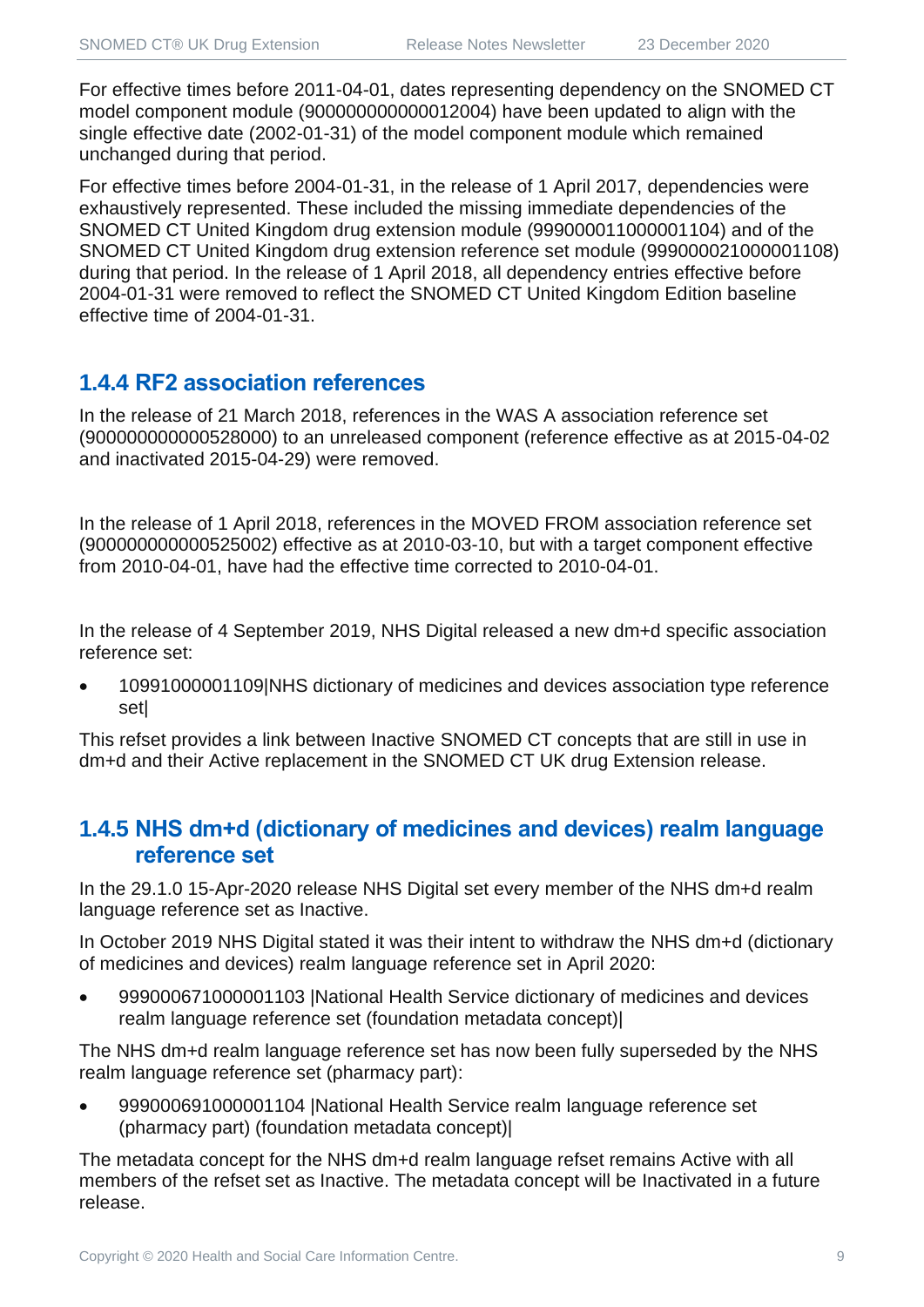For effective times before 2011-04-01, dates representing dependency on the SNOMED CT model component module (900000000000012004) have been updated to align with the single effective date (2002-01-31) of the model component module which remained unchanged during that period.

For effective times before 2004-01-31, in the release of 1 April 2017, dependencies were exhaustively represented. These included the missing immediate dependencies of the SNOMED CT United Kingdom drug extension module (999000011000001104) and of the SNOMED CT United Kingdom drug extension reference set module (999000021000001108) during that period. In the release of 1 April 2018, all dependency entries effective before 2004-01-31 were removed to reflect the SNOMED CT United Kingdom Edition baseline effective time of 2004-01-31.

### 1.4.4 RF2 association references

In the release of 21 March 2018, references in the WAS A association reference set (900000000000528000) to an unreleased component (reference effective as at 2015-04-02 and inactivated 2015-04-29) were removed.

In the release of 1 April 2018, references in the MOVED FROM association reference set (900000000000525002) effective as at 2010-03-10, but with a target component effective from 2010-04-01, have had the effective time corrected to 2010-04-01.

In the release of 4 September 2019, NHS Digital released a new dm+d specific association reference set:

- 10991000001109|NHS dictionary of medicines and devices association type reference set|

This refset provides a link between Inactive SNOMED CT concepts that are still in use in dm+d and their Active replacement in the SNOMED CT UK drug Extension release.

### 1.4.5 NHS dm+d (dictionary of medicines and devices) realm language reference set

In the 29.1.0 15-Apr-2020 release NHS Digital set every member of the NHS dm+d realm language reference set as Inactive.

In October 2019 NHS Digital stated it was their intent to withdraw the NHS dm+d (dictionary of medicines and devices) realm language reference set in April 2020:

- 999000671000001103 |National Health Service dictionary of medicines and devices realm language reference set (foundation metadata concept)|

The NHS dm+d realm language reference set has now been fully superseded by the NHS realm language reference set (pharmacy part):

- 999000691000001104 |National Health Service realm language reference set (pharmacy part) (foundation metadata concept)|

The metadata concept for the NHS dm+d realm language refset remains Active with all members of the refset set as Inactive. The metadata concept will be Inactivated in a future release.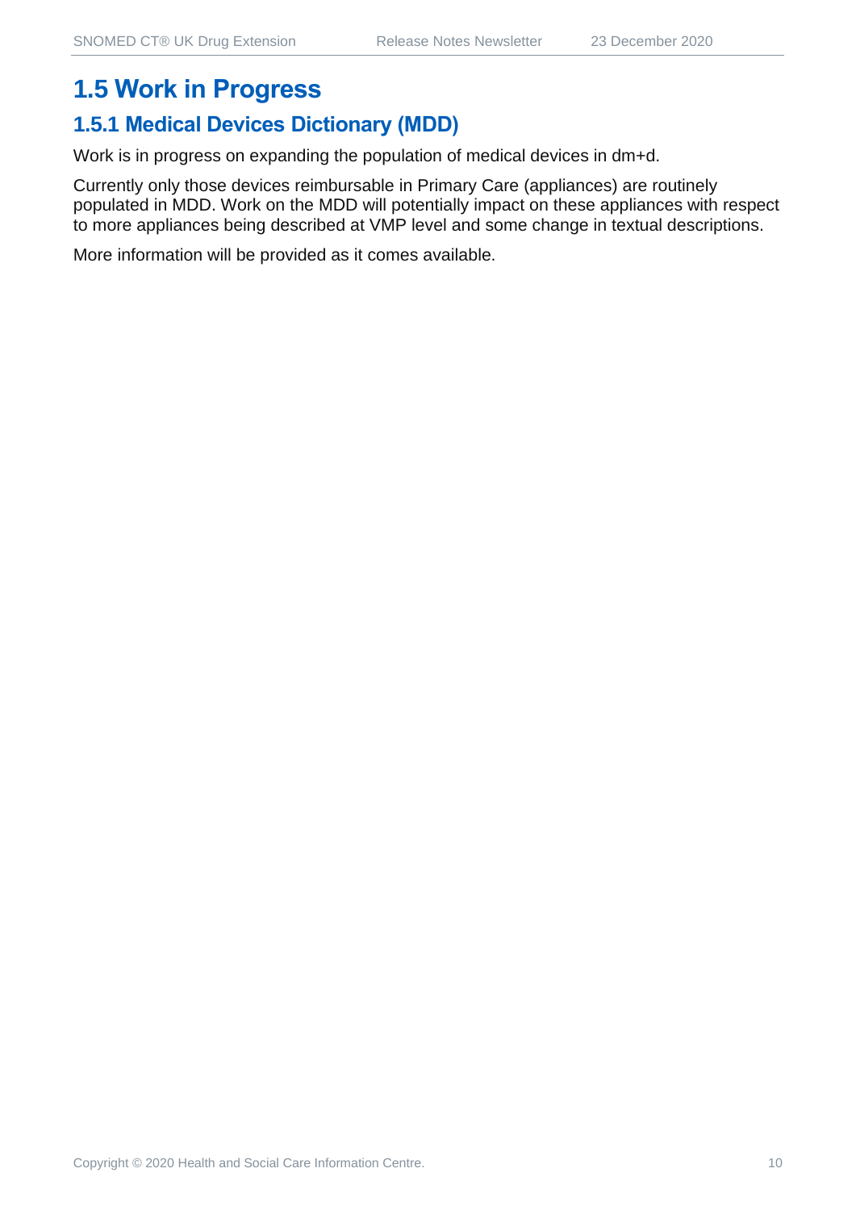## 1.5 Work in Progress

### 1.5.1 Medical Devices Dictionary (MDD)

Work is in progress on expanding the population of medical devices in dm+d.

Currently only those devices reimbursable in Primary Care (appliances) are routinely populated in MDD. Work on the MDD will potentially impact on these appliances with respect to more appliances being described at VMP level and some change in textual descriptions.

More information will be provided as it comes available.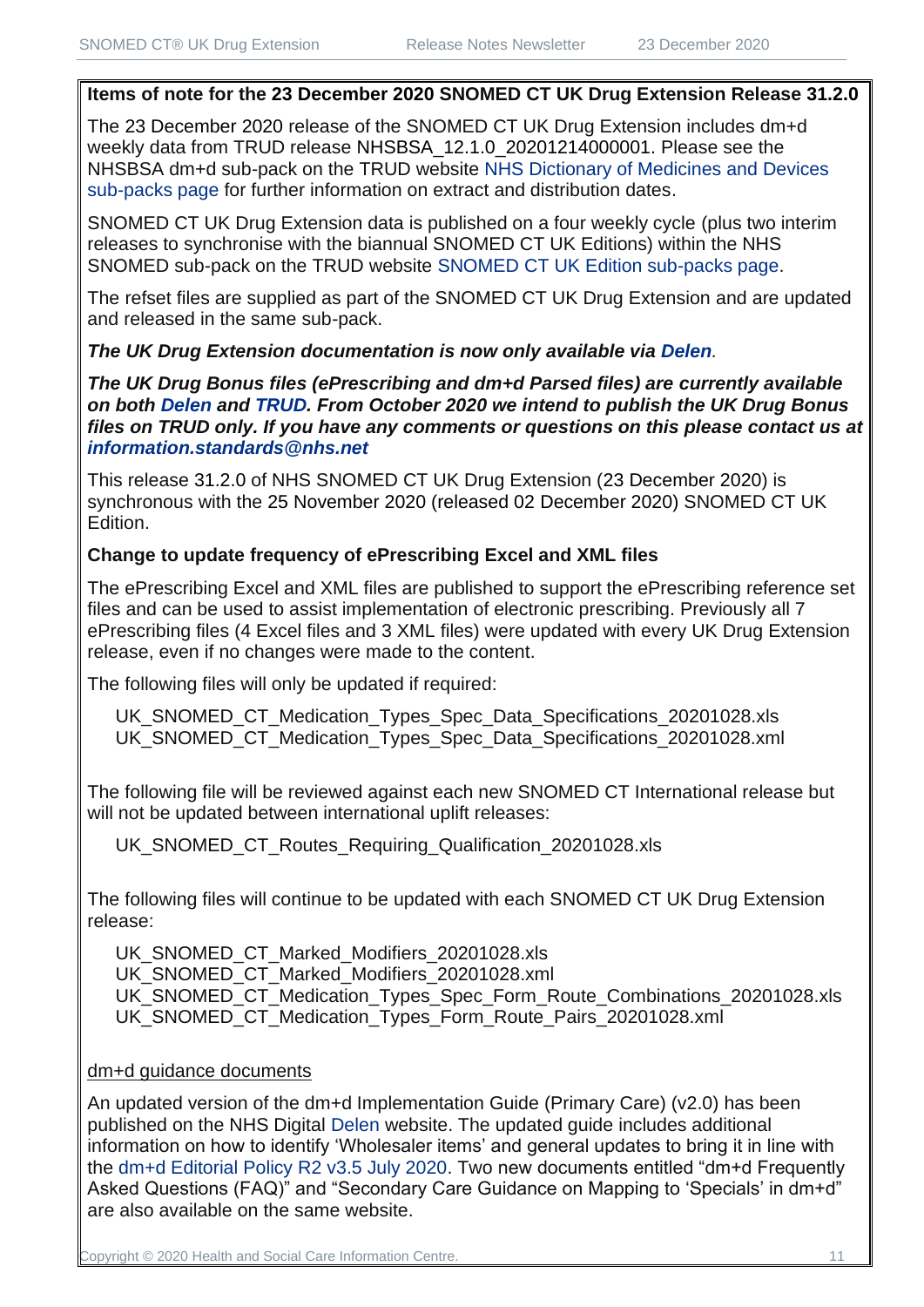**Items of note for the 23 December 2020 SNOMED CT UK Drug Extension Release 31.2.0**

The 23 December 2020 release of the SNOMED CT UK Drug Extension includes dm+d weekly data from TRUD release NHSBSA_12.1.0_20201214000001. Please see the NHSBSA dm+d sub-pack on the TRUD website NHS Dictionary of Medicines and Devices sub-packs page for further information on extract and distribution dates.

SNOMED CT UK Drug Extension data is published on a four weekly cycle (plus two interim releases to synchronise with the biannual SNOMED CT UK Editions) within the NHS SNOMED sub-pack on the TRUD website SNOMED CT UK Edition sub-packs page.

The refset files are supplied as part of the SNOMED CT UK Drug Extension and are updated and released in the same sub-pack.

***The UK Drug Extension documentation is now only available via Delen.***

***The UK Drug Bonus files (ePrescribing and dm+d Parsed files) are currently available on both Delen and TRUD. From October 2020 we intend to publish the UK Drug Bonus files on TRUD only. If you have any comments or questions on this please contact us at information.standards@nhs.net***

This release 31.2.0 of NHS SNOMED CT UK Drug Extension (23 December 2020) is synchronous with the 25 November 2020 (released 02 December 2020) SNOMED CT UK Edition.

**Change to update frequency of ePrescribing Excel and XML files**

The ePrescribing Excel and XML files are published to support the ePrescribing reference set files and can be used to assist implementation of electronic prescribing. Previously all 7 ePrescribing files (4 Excel files and 3 XML files) were updated with every UK Drug Extension release, even if no changes were made to the content.

The following files will only be updated if required:

UK_SNOMED_CT_Medication_Types_Spec_Data_Specifications_20201028.xls
UK_SNOMED_CT_Medication_Types_Spec_Data_Specifications_20201028.xml

The following file will be reviewed against each new SNOMED CT International release but will not be updated between international uplift releases:

UK_SNOMED_CT_Routes_Requiring_Qualification_20201028.xls

The following files will continue to be updated with each SNOMED CT UK Drug Extension release:

UK_SNOMED_CT_Marked_Modifiers_20201028.xls
UK_SNOMED_CT_Marked_Modifiers_20201028.xml
UK_SNOMED_CT_Medication_Types_Spec_Form_Route_Combinations_20201028.xls
UK_SNOMED_CT_Medication_Types_Form_Route_Pairs_20201028.xml

dm+d guidance documents

An updated version of the dm+d Implementation Guide (Primary Care) (v2.0) has been published on the NHS Digital Delen website. The updated guide includes additional information on how to identify 'Wholesaler items' and general updates to bring it in line with the dm+d Editorial Policy R2 v3.5 July 2020. Two new documents entitled "dm+d Frequently Asked Questions (FAQ)" and "Secondary Care Guidance on Mapping to 'Specials' in dm+d" are also available on the same website.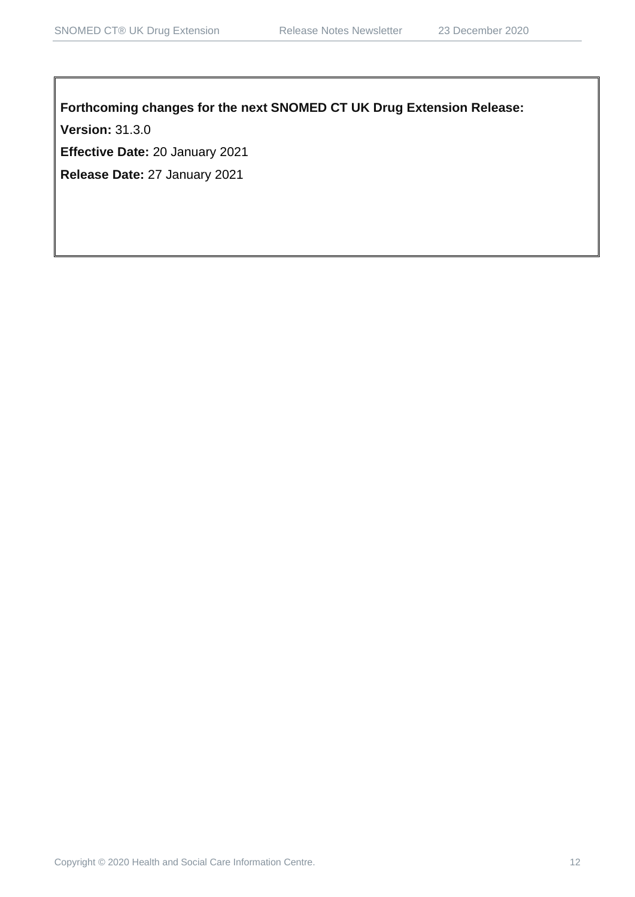**Forthcoming changes for the next SNOMED CT UK Drug Extension Release:**

**Version:** 31.3.0

**Effective Date:** 20 January 2021

**Release Date:** 27 January 2021